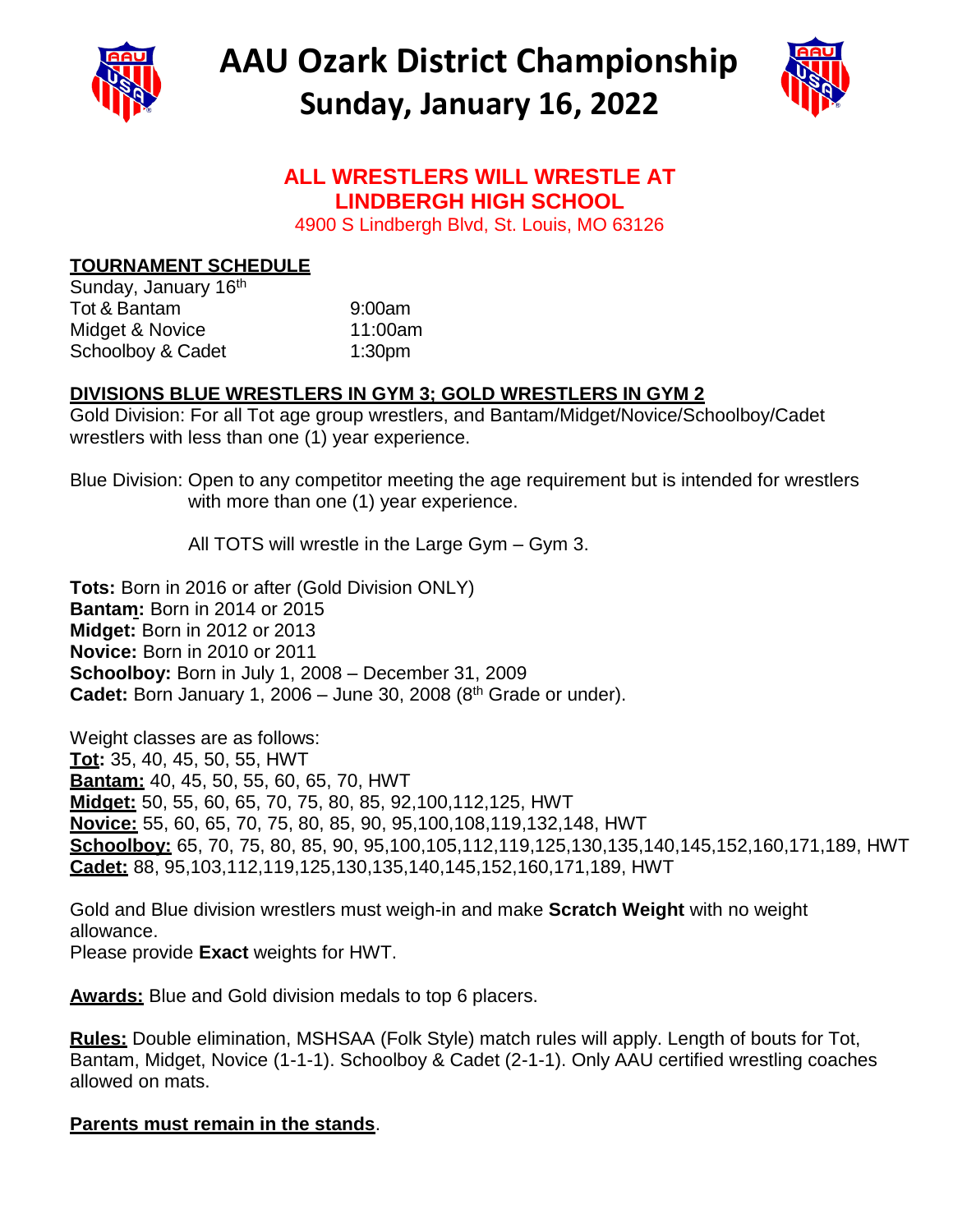# AAU Ozark District Championship
# Sunday, January 16, 2022

**ALL WRESTLERS WILL WRESTLE AT LINDBERGH HIGH SCHOOL**

4900 S Lindbergh Blvd, St. Louis, MO 63126

**TOURNAMENT SCHEDULE**

Sunday, January 16th

| | |
|---|---|
| Tot & Bantam | 9:00am |
| Midget & Novice | 11:00am |
| Schoolboy & Cadet | 1:30pm |

**DIVISIONS BLUE WRESTLERS IN GYM 3; GOLD WRESTLERS IN GYM 2**

Gold Division: For all Tot age group wrestlers, and Bantam/Midget/Novice/Schoolboy/Cadet wrestlers with less than one (1) year experience.

Blue Division: Open to any competitor meeting the age requirement but is intended for wrestlers with more than one (1) year experience.

All TOTS will wrestle in the Large Gym – Gym 3.

**Tots:** Born in 2016 or after (Gold Division ONLY)
**Bantam:** Born in 2014 or 2015
**Midget:** Born in 2012 or 2013
**Novice:** Born in 2010 or 2011
**Schoolboy:** Born in July 1, 2008 – December 31, 2009
**Cadet:** Born January 1, 2006 – June 30, 2008 (8th Grade or under).

Weight classes are as follows:
**Tot:** 35, 40, 45, 50, 55, HWT
**Bantam:** 40, 45, 50, 55, 60, 65, 70, HWT
**Midget:** 50, 55, 60, 65, 70, 75, 80, 85, 92,100,112,125, HWT
**Novice:** 55, 60, 65, 70, 75, 80, 85, 90, 95,100,108,119,132,148, HWT
**Schoolboy:** 65, 70, 75, 80, 85, 90, 95,100,105,112,119,125,130,135,140,145,152,160,171,189, HWT
**Cadet:** 88, 95,103,112,119,125,130,135,140,145,152,160,171,189, HWT

Gold and Blue division wrestlers must weigh-in and make **Scratch Weight** with no weight allowance.
Please provide **Exact** weights for HWT.

**Awards:** Blue and Gold division medals to top 6 placers.

**Rules:** Double elimination, MSHSAA (Folk Style) match rules will apply. Length of bouts for Tot, Bantam, Midget, Novice (1-1-1). Schoolboy & Cadet (2-1-1). Only AAU certified wrestling coaches allowed on mats.

**Parents must remain in the stands**.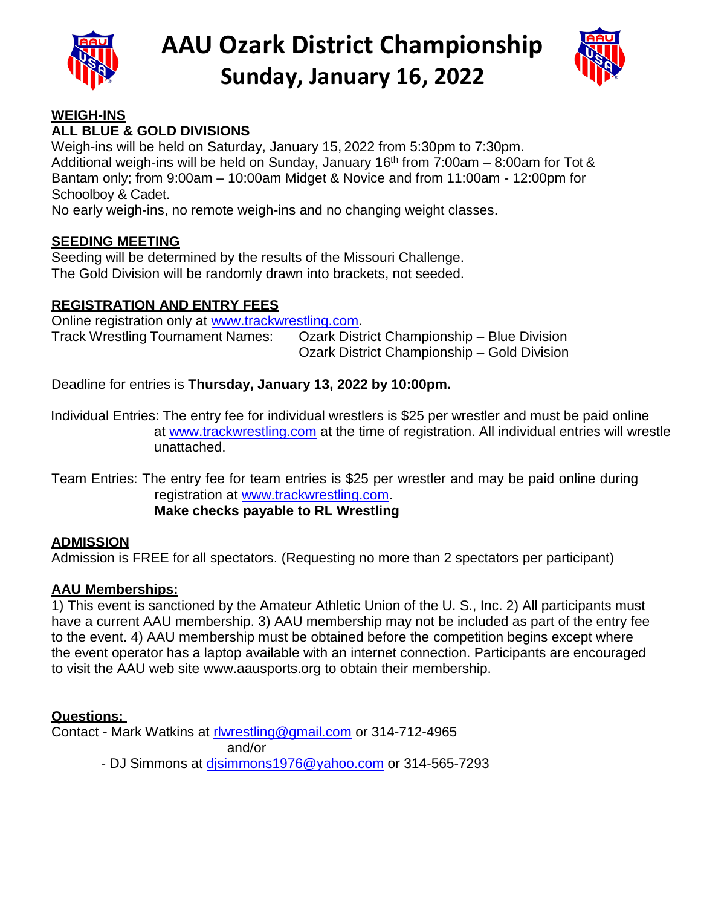# AAU Ozark District Championship

## Sunday, January 16, 2022

**WEIGH-INS**

**ALL BLUE & GOLD DIVISIONS**

Weigh-ins will be held on Saturday, January 15, 2022 from 5:30pm to 7:30pm.
Additional weigh-ins will be held on Sunday, January 16th from 7:00am – 8:00am for Tot & Bantam only; from 9:00am – 10:00am Midget & Novice and from 11:00am - 12:00pm for Schoolboy & Cadet.
No early weigh-ins, no remote weigh-ins and no changing weight classes.

**SEEDING MEETING**

Seeding will be determined by the results of the Missouri Challenge.
The Gold Division will be randomly drawn into brackets, not seeded.

**REGISTRATION AND ENTRY FEES**

Online registration only at www.trackwrestling.com.

Track Wrestling Tournament Names: Ozark District Championship – Blue Division
Ozark District Championship – Gold Division

Deadline for entries is **Thursday, January 13, 2022 by 10:00pm.**

Individual Entries: The entry fee for individual wrestlers is $25 per wrestler and must be paid online at www.trackwrestling.com at the time of registration. All individual entries will wrestle unattached.

Team Entries: The entry fee for team entries is $25 per wrestler and may be paid online during registration at www.trackwrestling.com.
**Make checks payable to RL Wrestling**

**ADMISSION**

Admission is FREE for all spectators. (Requesting no more than 2 spectators per participant)

**AAU Memberships:**

1) This event is sanctioned by the Amateur Athletic Union of the U. S., Inc. 2) All participants must have a current AAU membership. 3) AAU membership may not be included as part of the entry fee to the event. 4) AAU membership must be obtained before the competition begins except where the event operator has a laptop available with an internet connection. Participants are encouraged to visit the AAU web site www.aausports.org to obtain their membership.

**Questions:**

Contact - Mark Watkins at rlwrestling@gmail.com or 314-712-4965
and/or
- DJ Simmons at djsimmons1976@yahoo.com or 314-565-7293